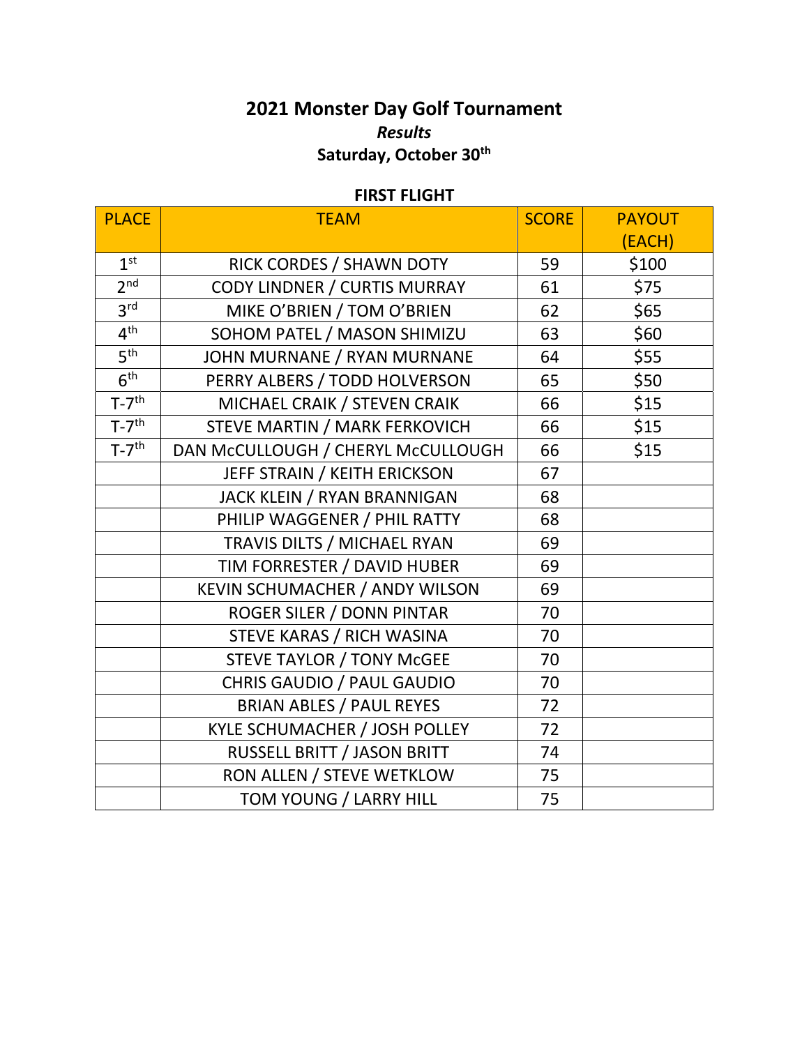# 2021 Monster Day Golf Tournament

***Results***

**Saturday, October 30th**

**FIRST FLIGHT**

| PLACE | TEAM | SCORE | PAYOUT (EACH) |
|---|---|---|---|
| 1st | RICK CORDES / SHAWN DOTY | 59 | $100 |
| 2nd | CODY LINDNER / CURTIS MURRAY | 61 | $75 |
| 3rd | MIKE O'BRIEN / TOM O'BRIEN | 62 | $65 |
| 4th | SOHOM PATEL / MASON SHIMIZU | 63 | $60 |
| 5th | JOHN MURNANE / RYAN MURNANE | 64 | $55 |
| 6th | PERRY ALBERS / TODD HOLVERSON | 65 | $50 |
| T-7th | MICHAEL CRAIK / STEVEN CRAIK | 66 | $15 |
| T-7th | STEVE MARTIN / MARK FERKOVICH | 66 | $15 |
| T-7th | DAN McCULLOUGH / CHERYL McCULLOUGH | 66 | $15 |
| | JEFF STRAIN / KEITH ERICKSON | 67 | |
| | JACK KLEIN / RYAN BRANNIGAN | 68 | |
| | PHILIP WAGGENER / PHIL RATTY | 68 | |
| | TRAVIS DILTS / MICHAEL RYAN | 69 | |
| | TIM FORRESTER / DAVID HUBER | 69 | |
| | KEVIN SCHUMACHER / ANDY WILSON | 69 | |
| | ROGER SILER / DONN PINTAR | 70 | |
| | STEVE KARAS / RICH WASINA | 70 | |
| | STEVE TAYLOR / TONY McGEE | 70 | |
| | CHRIS GAUDIO / PAUL GAUDIO | 70 | |
| | BRIAN ABLES / PAUL REYES | 72 | |
| | KYLE SCHUMACHER / JOSH POLLEY | 72 | |
| | RUSSELL BRITT / JASON BRITT | 74 | |
| | RON ALLEN / STEVE WETKLOW | 75 | |
| | TOM YOUNG / LARRY HILL | 75 | |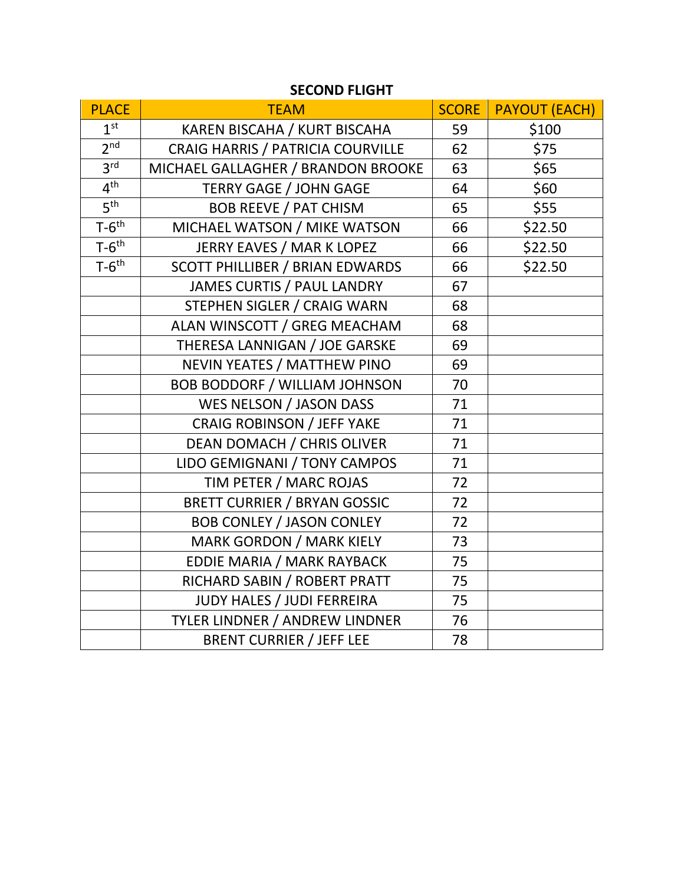## SECOND FLIGHT

| PLACE | TEAM | SCORE | PAYOUT (EACH) |
|---|---|---|---|
| 1st | KAREN BISCAHA / KURT BISCAHA | 59 | $100 |
| 2nd | CRAIG HARRIS / PATRICIA COURVILLE | 62 | $75 |
| 3rd | MICHAEL GALLAGHER / BRANDON BROOKE | 63 | $65 |
| 4th | TERRY GAGE / JOHN GAGE | 64 | $60 |
| 5th | BOB REEVE / PAT CHISM | 65 | $55 |
| T-6th | MICHAEL WATSON / MIKE WATSON | 66 | $22.50 |
| T-6th | JERRY EAVES / MAR K LOPEZ | 66 | $22.50 |
| T-6th | SCOTT PHILLIBER / BRIAN EDWARDS | 66 | $22.50 |
| | JAMES CURTIS / PAUL LANDRY | 67 | |
| | STEPHEN SIGLER / CRAIG WARN | 68 | |
| | ALAN WINSCOTT / GREG MEACHAM | 68 | |
| | THERESA LANNIGAN / JOE GARSKE | 69 | |
| | NEVIN YEATES / MATTHEW PINO | 69 | |
| | BOB BODDORF / WILLIAM JOHNSON | 70 | |
| | WES NELSON / JASON DASS | 71 | |
| | CRAIG ROBINSON / JEFF YAKE | 71 | |
| | DEAN DOMACH / CHRIS OLIVER | 71 | |
| | LIDO GEMIGNANI / TONY CAMPOS | 71 | |
| | TIM PETER / MARC ROJAS | 72 | |
| | BRETT CURRIER / BRYAN GOSSIC | 72 | |
| | BOB CONLEY / JASON CONLEY | 72 | |
| | MARK GORDON / MARK KIELY | 73 | |
| | EDDIE MARIA / MARK RAYBACK | 75 | |
| | RICHARD SABIN / ROBERT PRATT | 75 | |
| | JUDY HALES / JUDI FERREIRA | 75 | |
| | TYLER LINDNER / ANDREW LINDNER | 76 | |
| | BRENT CURRIER / JEFF LEE | 78 | |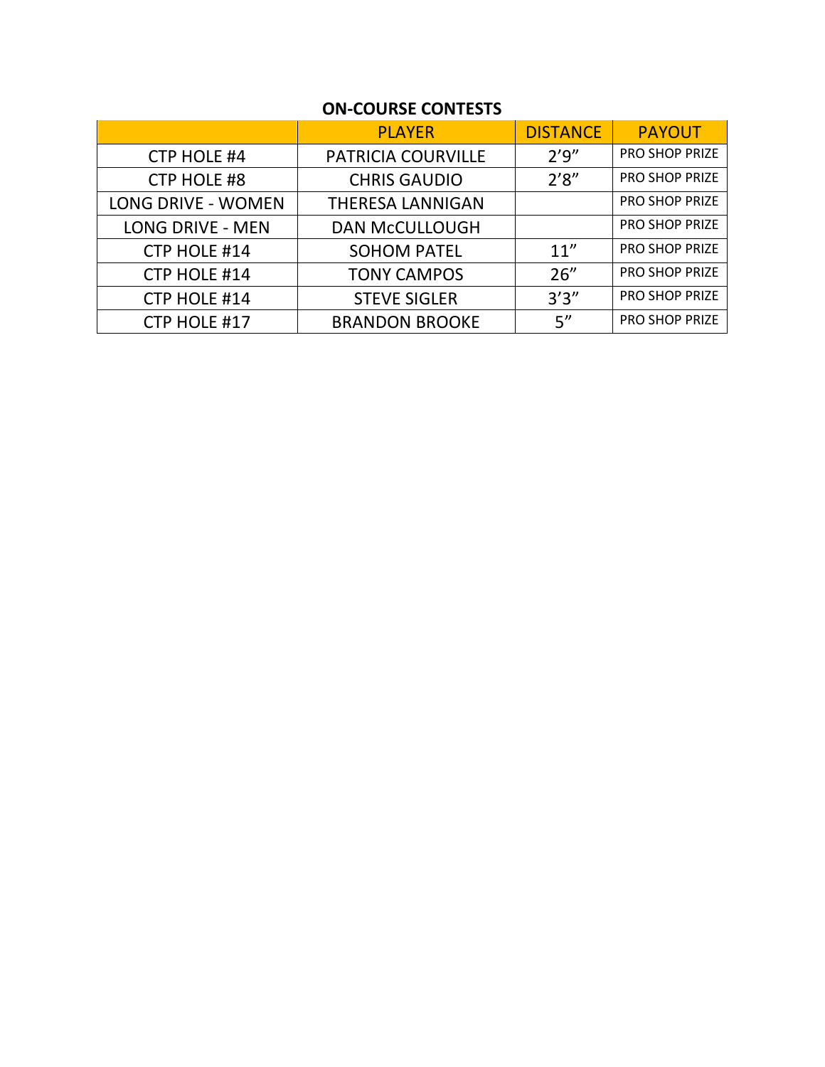**ON-COURSE CONTESTS**

| | PLAYER | DISTANCE | PAYOUT |
|---|---|---|---|
| CTP HOLE #4 | PATRICIA COURVILLE | 2’9” | PRO SHOP PRIZE |
| CTP HOLE #8 | CHRIS GAUDIO | 2’8” | PRO SHOP PRIZE |
| LONG DRIVE - WOMEN | THERESA LANNIGAN | | PRO SHOP PRIZE |
| LONG DRIVE - MEN | DAN McCULLOUGH | | PRO SHOP PRIZE |
| CTP HOLE #14 | SOHOM PATEL | 11” | PRO SHOP PRIZE |
| CTP HOLE #14 | TONY CAMPOS | 26” | PRO SHOP PRIZE |
| CTP HOLE #14 | STEVE SIGLER | 3’3” | PRO SHOP PRIZE |
| CTP HOLE #17 | BRANDON BROOKE | 5” | PRO SHOP PRIZE |